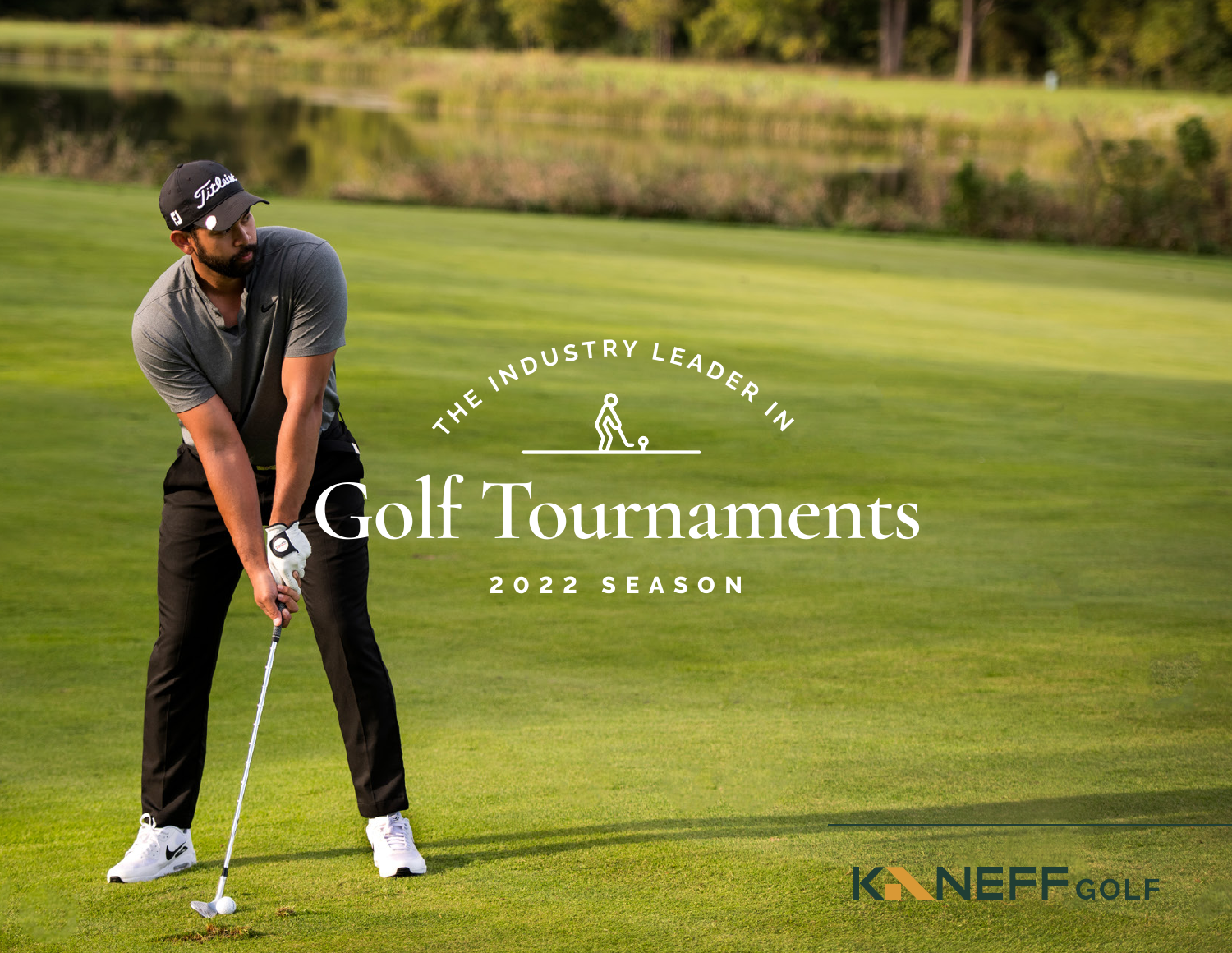THE INDUSTRY LEADER IN

# Golf Tournaments

2022 SEASON

KANEFF GOLF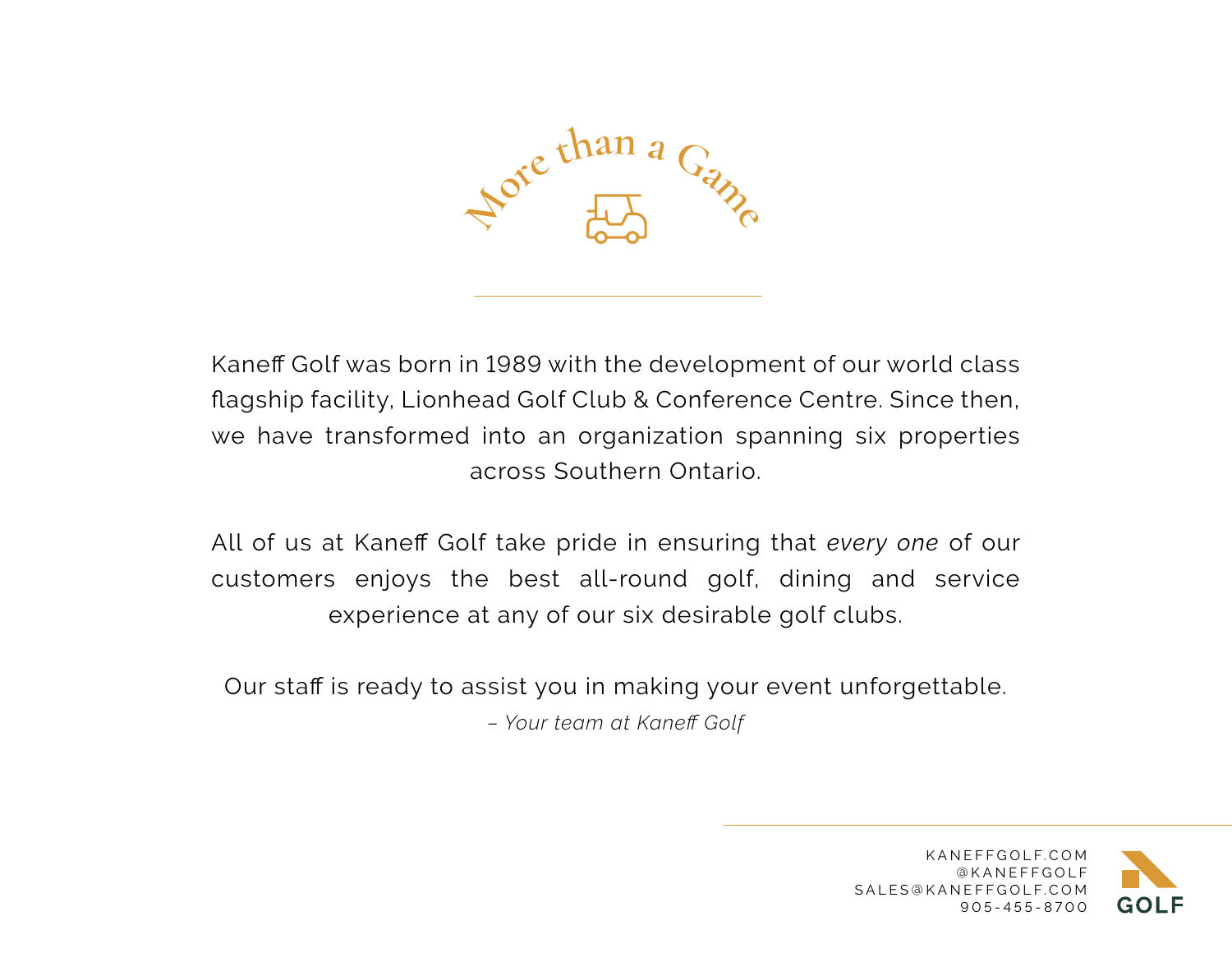# More than a Game

Kaneff Golf was born in 1989 with the development of our world class flagship facility, Lionhead Golf Club & Conference Centre. Since then, we have transformed into an organization spanning six properties across Southern Ontario.

All of us at Kaneff Golf take pride in ensuring that *every one* of our customers enjoys the best all-round golf, dining and service experience at any of our six desirable golf clubs.

Our staff is ready to assist you in making your event unforgettable.

*– Your team at Kaneff Golf*

KANEFFGOLF.COM
@KANEFFGOLF
SALES@KANEFFGOLF.COM
905-455-8700

GOLF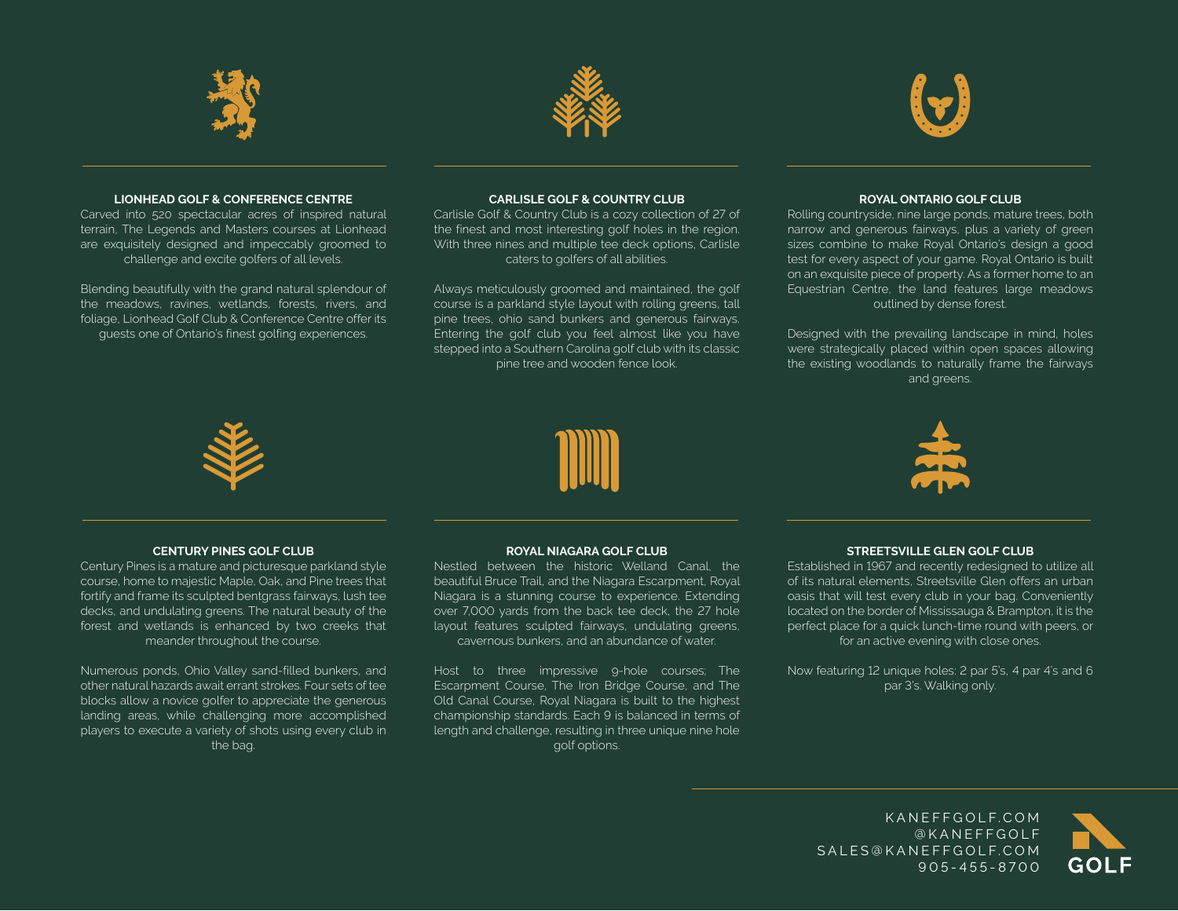## LIONHEAD GOLF & CONFERENCE CENTRE

Carved into 520 spectacular acres of inspired natural terrain, The Legends and Masters courses at Lionhead are exquisitely designed and impeccably groomed to challenge and excite golfers of all levels.

Blending beautifully with the grand natural splendour of the meadows, ravines, wetlands, forests, rivers, and foliage, Lionhead Golf Club & Conference Centre offer its guests one of Ontario's finest golfing experiences.

## CARLISLE GOLF & COUNTRY CLUB

Carlisle Golf & Country Club is a cozy collection of 27 of the finest and most interesting golf holes in the region. With three nines and multiple tee deck options, Carlisle caters to golfers of all abilities.

Always meticulously groomed and maintained, the golf course is a parkland style layout with rolling greens, tall pine trees, ohio sand bunkers and generous fairways. Entering the golf club you feel almost like you have stepped into a Southern Carolina golf club with its classic pine tree and wooden fence look.

## ROYAL ONTARIO GOLF CLUB

Rolling countryside, nine large ponds, mature trees, both narrow and generous fairways, plus a variety of green sizes combine to make Royal Ontario's design a good test for every aspect of your game. Royal Ontario is built on an exquisite piece of property. As a former home to an Equestrian Centre, the land features large meadows outlined by dense forest.

Designed with the prevailing landscape in mind, holes were strategically placed within open spaces allowing the existing woodlands to naturally frame the fairways and greens.

## CENTURY PINES GOLF CLUB

Century Pines is a mature and picturesque parkland style course, home to majestic Maple, Oak, and Pine trees that fortify and frame its sculpted bentgrass fairways, lush tee decks, and undulating greens. The natural beauty of the forest and wetlands is enhanced by two creeks that meander throughout the course.

Numerous ponds, Ohio Valley sand-filled bunkers, and other natural hazards await errant strokes. Four sets of tee blocks allow a novice golfer to appreciate the generous landing areas, while challenging more accomplished players to execute a variety of shots using every club in the bag.

## ROYAL NIAGARA GOLF CLUB

Nestled between the historic Welland Canal, the beautiful Bruce Trail, and the Niagara Escarpment, Royal Niagara is a stunning course to experience. Extending over 7,000 yards from the back tee deck, the 27 hole layout features sculpted fairways, undulating greens, cavernous bunkers, and an abundance of water.

Host to three impressive 9-hole courses; The Escarpment Course, The Iron Bridge Course, and The Old Canal Course, Royal Niagara is built to the highest championship standards. Each 9 is balanced in terms of length and challenge, resulting in three unique nine hole golf options.

## STREETSVILLE GLEN GOLF CLUB

Established in 1967 and recently redesigned to utilize all of its natural elements, Streetsville Glen offers an urban oasis that will test every club in your bag. Conveniently located on the border of Mississauga & Brampton, it is the perfect place for a quick lunch-time round with peers, or for an active evening with close ones.

Now featuring 12 unique holes: 2 par 5's, 4 par 4's and 6 par 3's. Walking only.

KANEFFGOLF.COM
@KANEFFGOLF
SALES@KANEFFGOLF.COM
905-455-8700

GOLF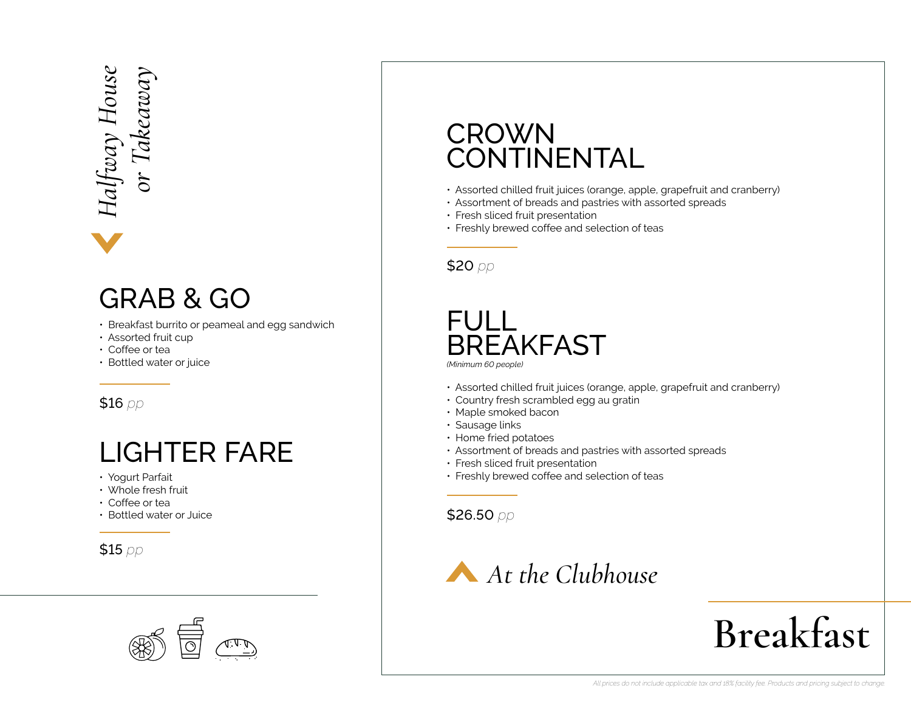# Breakfast

## Halfway House or Takeaway

### GRAB & GO

- Breakfast burrito or peameal and egg sandwich
- Assorted fruit cup
- Coffee or tea
- Bottled water or juice

$16 *pp*

### LIGHTER FARE

- Yogurt Parfait
- Whole fresh fruit
- Coffee or tea
- Bottled water or Juice

$15 *pp*

## At the Clubhouse

### CROWN CONTINENTAL

- Assorted chilled fruit juices (orange, apple, grapefruit and cranberry)
- Assortment of breads and pastries with assorted spreads
- Fresh sliced fruit presentation
- Freshly brewed coffee and selection of teas

$20 *pp*

### FULL BREAKFAST

*(Minimum 60 people)*

- Assorted chilled fruit juices (orange, apple, grapefruit and cranberry)
- Country fresh scrambled egg au gratin
- Maple smoked bacon
- Sausage links
- Home fried potatoes
- Assortment of breads and pastries with assorted spreads
- Fresh sliced fruit presentation
- Freshly brewed coffee and selection of teas

$26.50 *pp*

*All prices do not include applicable tax and 18% facility fee. Products and pricing subject to change.*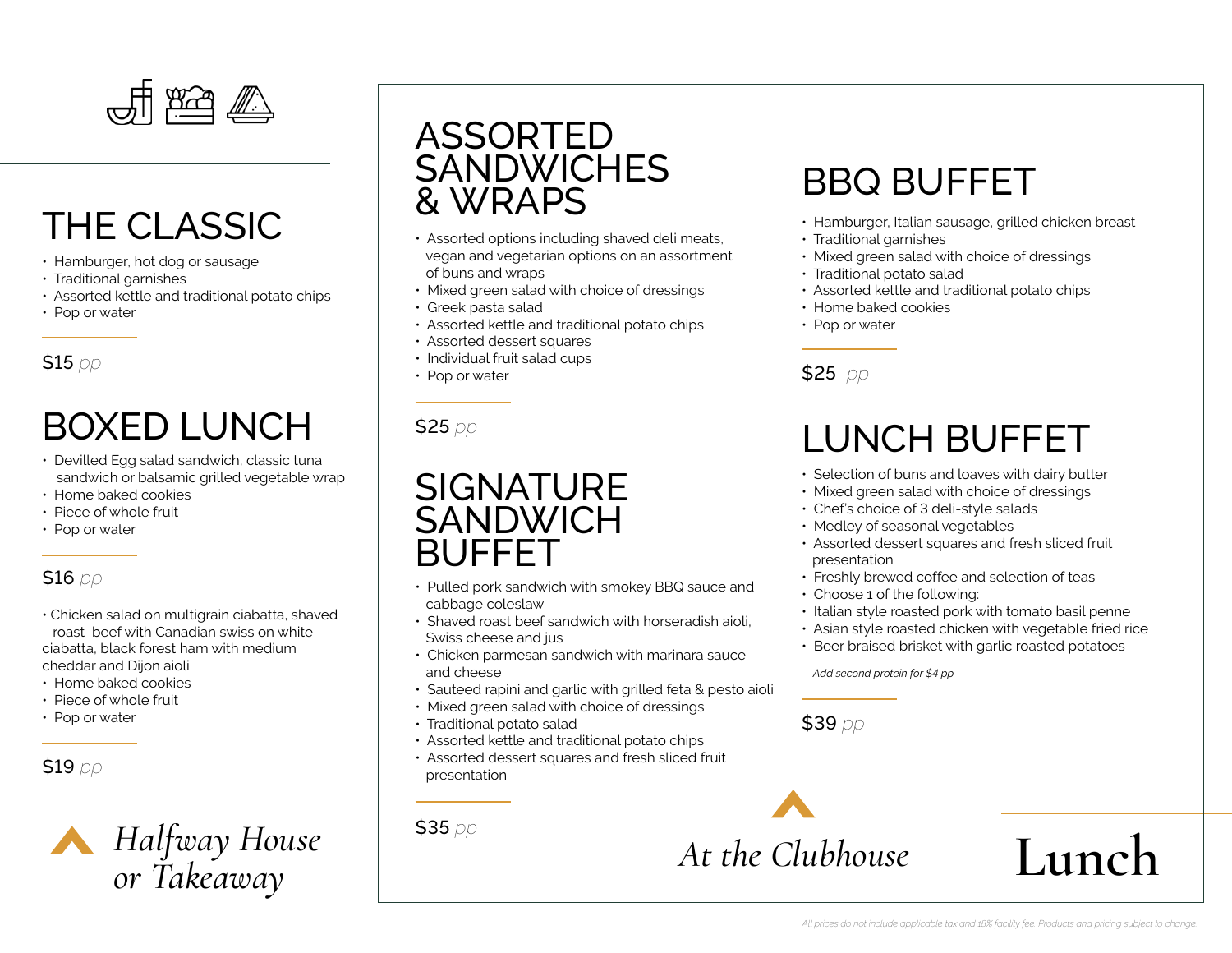## THE CLASSIC

- Hamburger, hot dog or sausage
- Traditional garnishes
- Assorted kettle and traditional potato chips
- Pop or water

$15 *pp*

## BOXED LUNCH

- Devilled Egg salad sandwich, classic tuna sandwich or balsamic grilled vegetable wrap
- Home baked cookies
- Piece of whole fruit
- Pop or water

$16 *pp*

- Chicken salad on multigrain ciabatta, shaved roast beef with Canadian swiss on white ciabatta, black forest ham with medium cheddar and Dijon aioli
- Home baked cookies
- Piece of whole fruit
- Pop or water

$19 *pp*

*Halfway House or Takeaway*

## ASSORTED SANDWICHES & WRAPS

- Assorted options including shaved deli meats, vegan and vegetarian options on an assortment of buns and wraps
- Mixed green salad with choice of dressings
- Greek pasta salad
- Assorted kettle and traditional potato chips
- Assorted dessert squares
- Individual fruit salad cups
- Pop or water

$25 *pp*

## SIGNATURE SANDWICH BUFFET

- Pulled pork sandwich with smokey BBQ sauce and cabbage coleslaw
- Shaved roast beef sandwich with horseradish aioli, Swiss cheese and jus
- Chicken parmesan sandwich with marinara sauce and cheese
- Sauteed rapini and garlic with grilled feta & pesto aioli
- Mixed green salad with choice of dressings
- Traditional potato salad
- Assorted kettle and traditional potato chips
- Assorted dessert squares and fresh sliced fruit presentation

$35 *pp*

## BBQ BUFFET

- Hamburger, Italian sausage, grilled chicken breast
- Traditional garnishes
- Mixed green salad with choice of dressings
- Traditional potato salad
- Assorted kettle and traditional potato chips
- Home baked cookies
- Pop or water

$25 *pp*

## LUNCH BUFFET

- Selection of buns and loaves with dairy butter
- Mixed green salad with choice of dressings
- Chef's choice of 3 deli-style salads
- Medley of seasonal vegetables
- Assorted dessert squares and fresh sliced fruit presentation
- Freshly brewed coffee and selection of teas
- Choose 1 of the following:
- Italian style roasted pork with tomato basil penne
- Asian style roasted chicken with vegetable fried rice
- Beer braised brisket with garlic roasted potatoes

*Add second protein for $4 pp*

$39 *pp*

*At the Clubhouse*

# Lunch

*All prices do not include applicable tax and 18% facility fee. Products and pricing subject to change.*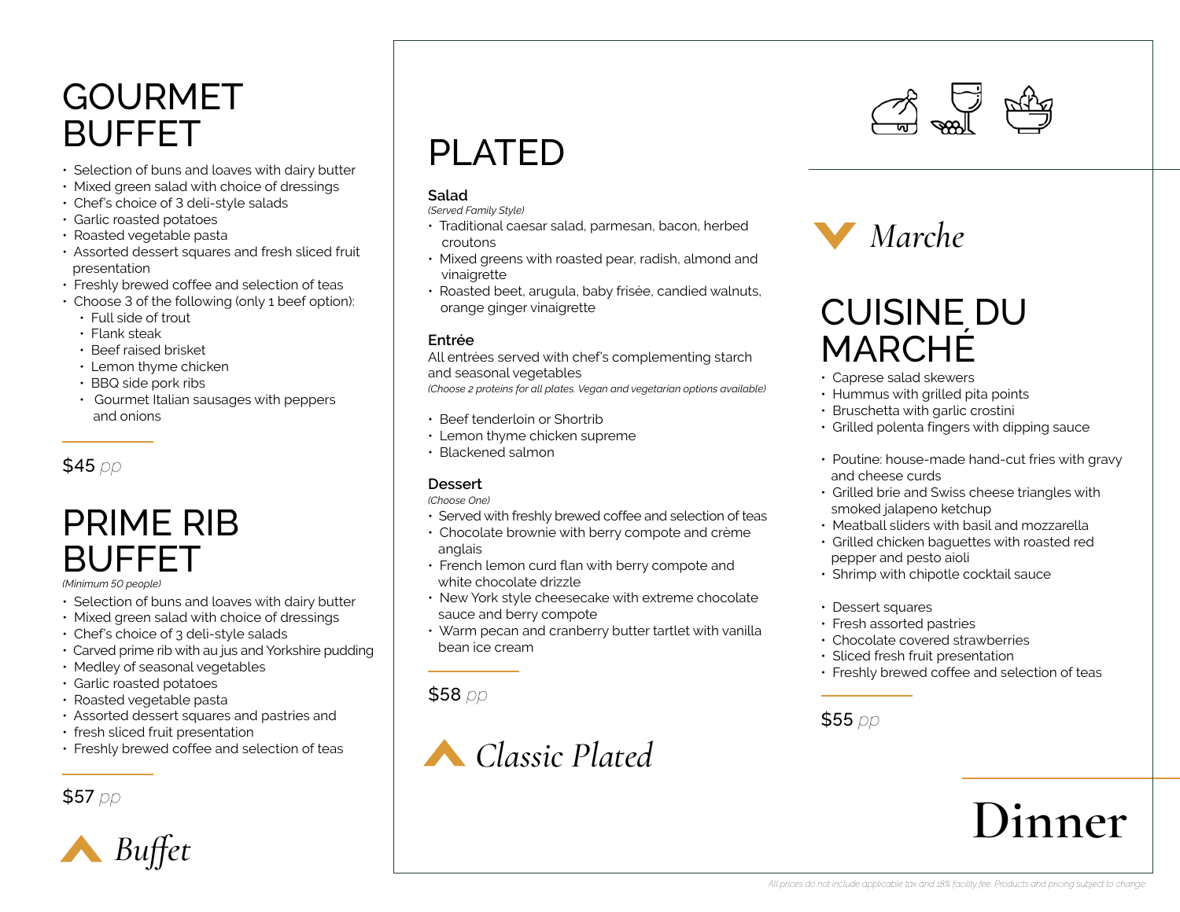# GOURMET BUFFET

- Selection of buns and loaves with dairy butter
- Mixed green salad with choice of dressings
- Chef's choice of 3 deli-style salads
- Garlic roasted potatoes
- Roasted vegetable pasta
- Assorted dessert squares and fresh sliced fruit presentation
- Freshly brewed coffee and selection of teas
- Choose 3 of the following (only 1 beef option):
  - Full side of trout
  - Flank steak
  - Beef raised brisket
  - Lemon thyme chicken
  - BBQ side pork ribs
  - Gourmet Italian sausages with peppers and onions

$45 *pp*

# PRIME RIB BUFFET

*(Minimum 50 people)*

- Selection of buns and loaves with dairy butter
- Mixed green salad with choice of dressings
- Chef's choice of 3 deli-style salads
- Carved prime rib with au jus and Yorkshire pudding
- Medley of seasonal vegetables
- Garlic roasted potatoes
- Roasted vegetable pasta
- Assorted dessert squares and pastries and
- fresh sliced fruit presentation
- Freshly brewed coffee and selection of teas

$57 *pp*

*Buffet*

# PLATED

**Salad**

*(Served Family Style)*

- Traditional caesar salad, parmesan, bacon, herbed croutons
- Mixed greens with roasted pear, radish, almond and vinaigrette
- Roasted beet, arugula, baby frisée, candied walnuts, orange ginger vinaigrette

**Entrée**

All entrées served with chef's complementing starch and seasonal vegetables

*(Choose 2 proteins for all plates. Vegan and vegetarian options available)*

- Beef tenderloin or Shortrib
- Lemon thyme chicken supreme
- Blackened salmon

**Dessert**

*(Choose One)*

- Served with freshly brewed coffee and selection of teas
- Chocolate brownie with berry compote and crème anglais
- French lemon curd flan with berry compote and white chocolate drizzle
- New York style cheesecake with extreme chocolate sauce and berry compote
- Warm pecan and cranberry butter tartlet with vanilla bean ice cream

$58 *pp*

*Classic Plated*

*Marche*

# CUISINE DU MARCHÉ

- Caprese salad skewers
- Hummus with grilled pita points
- Bruschetta with garlic crostini
- Grilled polenta fingers with dipping sauce

- Poutine: house-made hand-cut fries with gravy and cheese curds
- Grilled brie and Swiss cheese triangles with smoked jalapeno ketchup
- Meatball sliders with basil and mozzarella
- Grilled chicken baguettes with roasted red pepper and pesto aioli
- Shrimp with chipotle cocktail sauce

- Dessert squares
- Fresh assorted pastries
- Chocolate covered strawberries
- Sliced fresh fruit presentation
- Freshly brewed coffee and selection of teas

$55 *pp*

# Dinner

*All prices do not include applicable tax and 18% facility fee. Products and pricing subject to change.*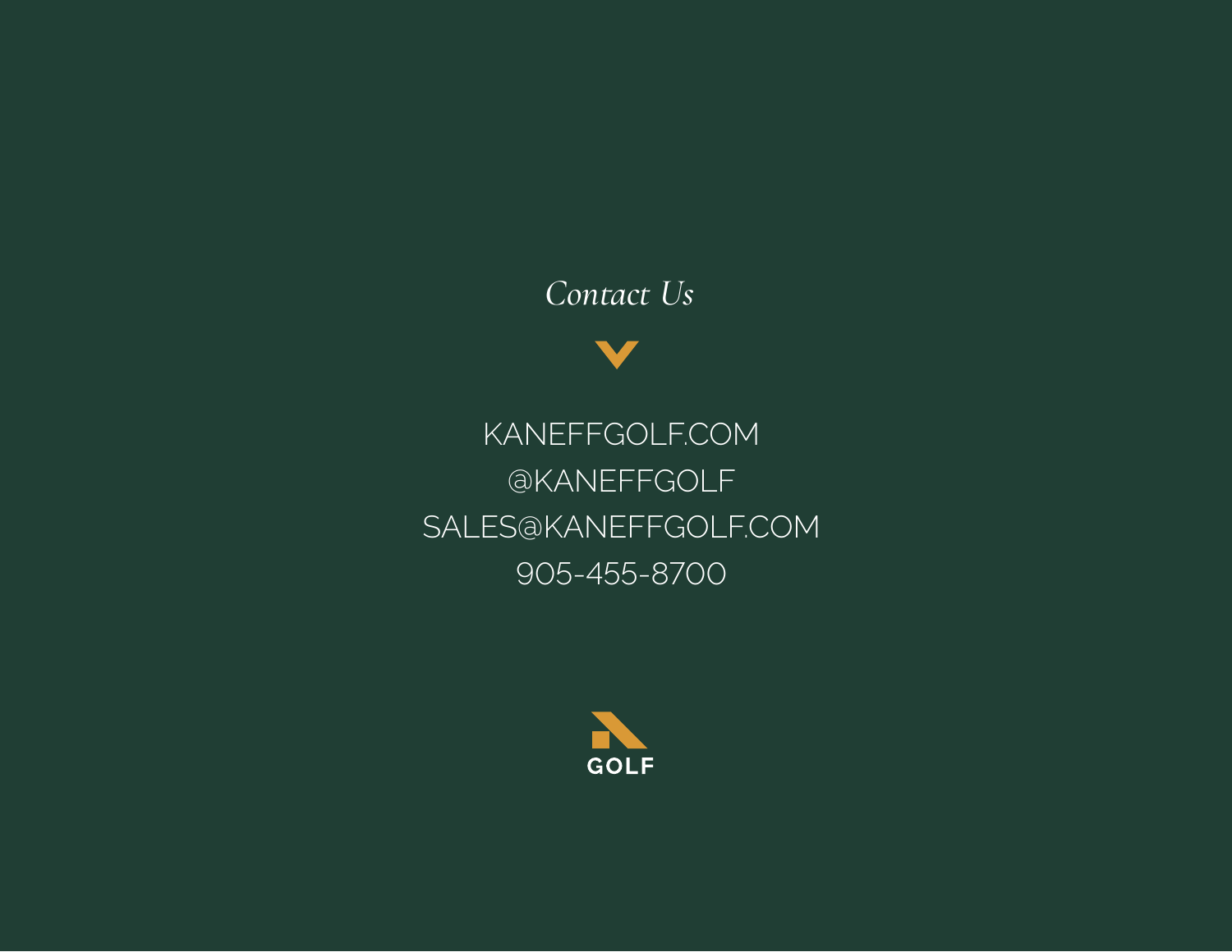*Contact Us*

KANEFFGOLF.COM
@KANEFFGOLF
SALES@KANEFFGOLF.COM
905-455-8700

GOLF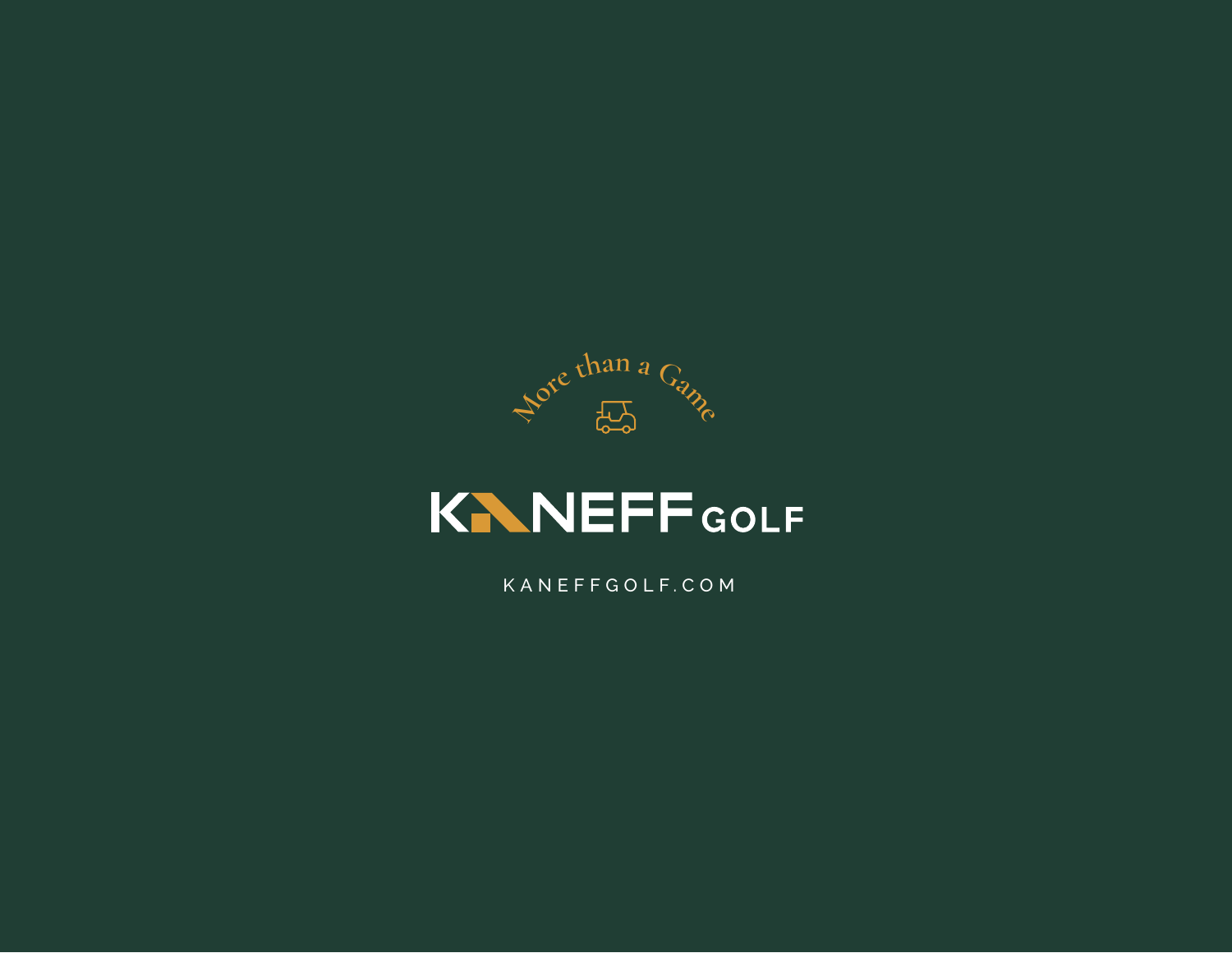More than a Game

KANEFF GOLF

KANEFFGOLF.COM